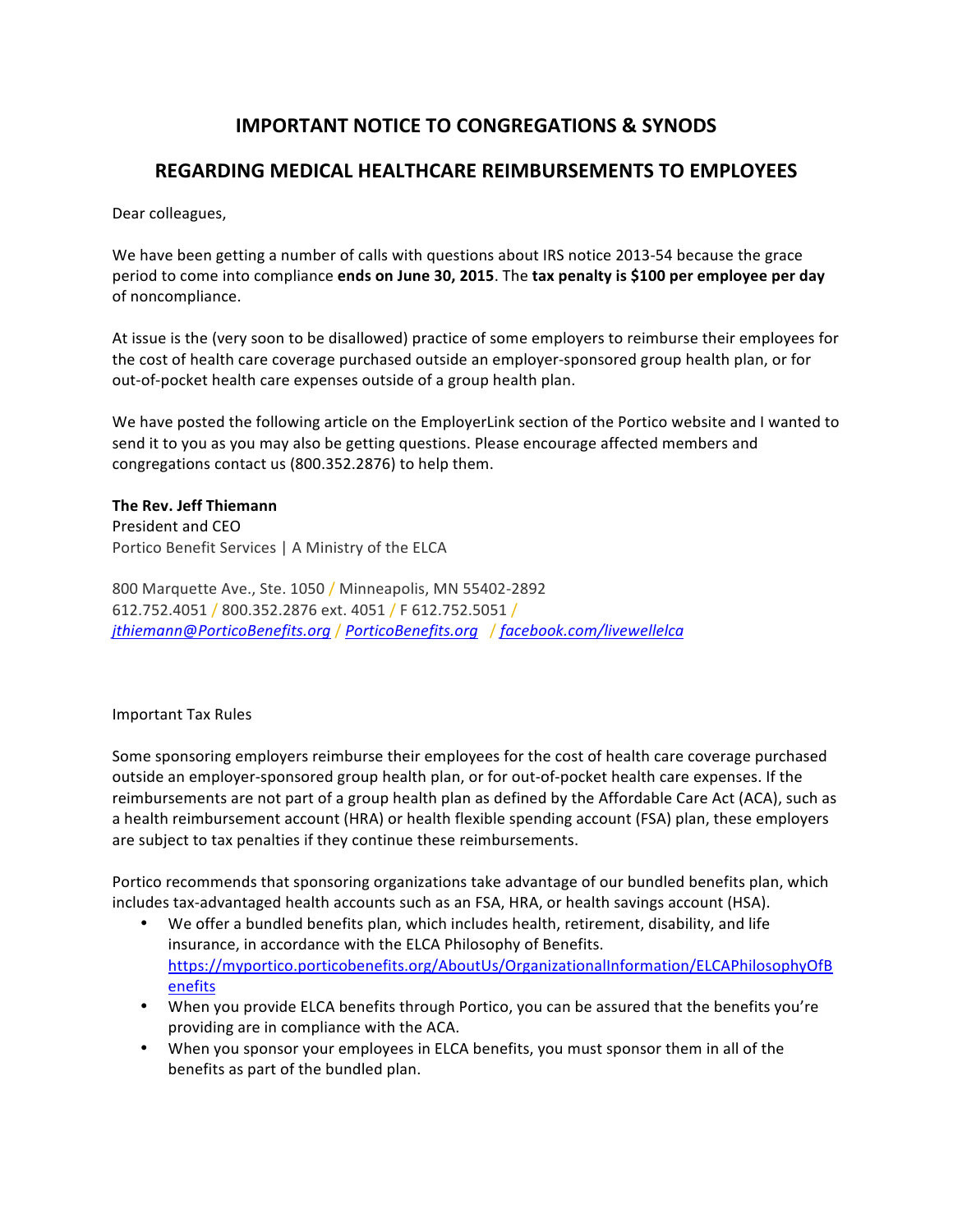# IMPORTANT NOTICE TO CONGREGATIONS & SYNODS

## REGARDING MEDICAL HEALTHCARE REIMBURSEMENTS TO EMPLOYEES

Dear colleagues,

We have been getting a number of calls with questions about IRS notice 2013-54 because the grace period to come into compliance **ends on June 30, 2015**. The **tax penalty is $100 per employee per day** of noncompliance.

At issue is the (very soon to be disallowed) practice of some employers to reimburse their employees for the cost of health care coverage purchased outside an employer-sponsored group health plan, or for out-of-pocket health care expenses outside of a group health plan.

We have posted the following article on the EmployerLink section of the Portico website and I wanted to send it to you as you may also be getting questions. Please encourage affected members and congregations contact us (800.352.2876) to help them.

**The Rev. Jeff Thiemann**
President and CEO
Portico Benefit Services | A Ministry of the ELCA

800 Marquette Ave., Ste. 1050 / Minneapolis, MN 55402-2892
612.752.4051 / 800.352.2876 ext. 4051 / F 612.752.5051 /
*jthiemann@PorticoBenefits.org* / *PorticoBenefits.org* / *facebook.com/livewellelca*

Important Tax Rules

Some sponsoring employers reimburse their employees for the cost of health care coverage purchased outside an employer-sponsored group health plan, or for out-of-pocket health care expenses. If the reimbursements are not part of a group health plan as defined by the Affordable Care Act (ACA), such as a health reimbursement account (HRA) or health flexible spending account (FSA) plan, these employers are subject to tax penalties if they continue these reimbursements.

Portico recommends that sponsoring organizations take advantage of our bundled benefits plan, which includes tax-advantaged health accounts such as an FSA, HRA, or health savings account (HSA).

- We offer a bundled benefits plan, which includes health, retirement, disability, and life insurance, in accordance with the ELCA Philosophy of Benefits. https://myportico.porticobenefits.org/AboutUs/OrganizationalInformation/ELCAPhilosophyOfBenefits
- When you provide ELCA benefits through Portico, you can be assured that the benefits you're providing are in compliance with the ACA.
- When you sponsor your employees in ELCA benefits, you must sponsor them in all of the benefits as part of the bundled plan.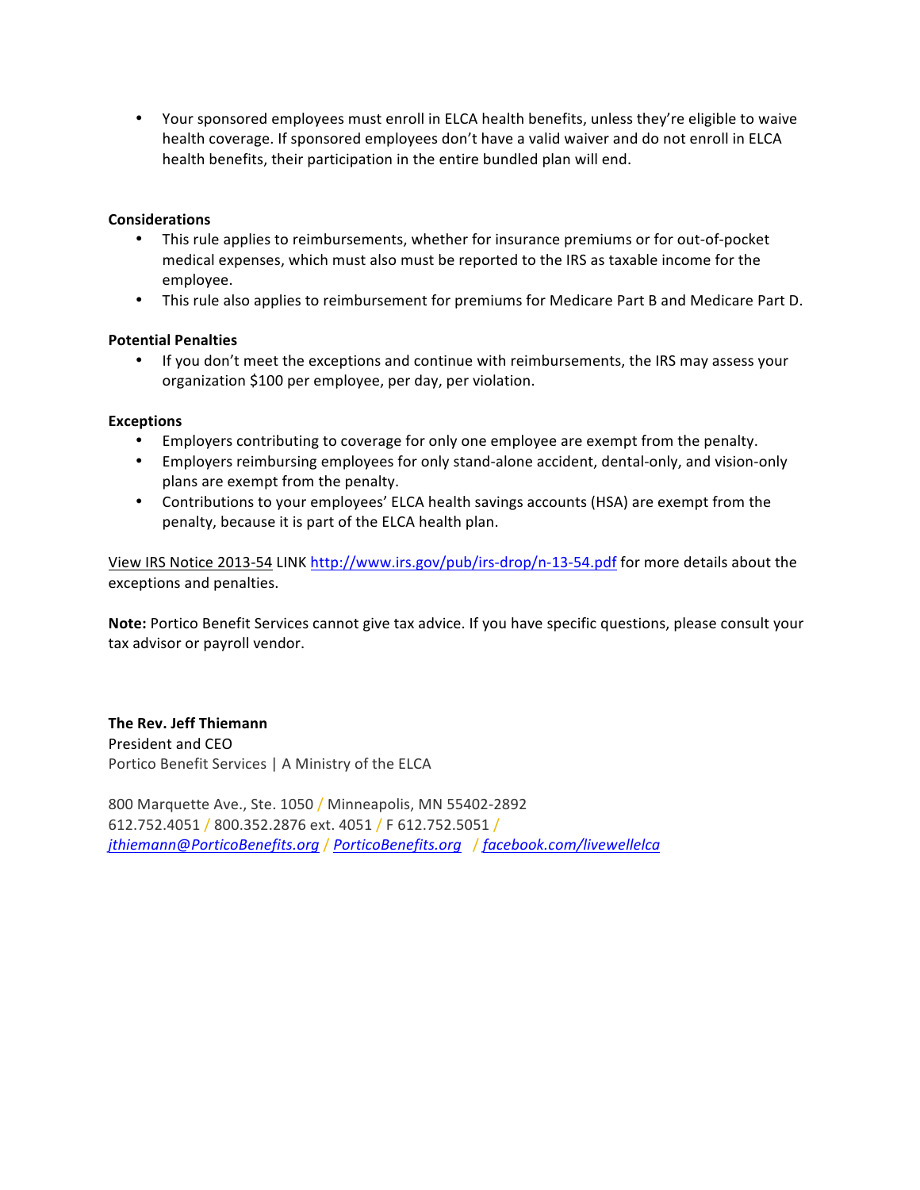- Your sponsored employees must enroll in ELCA health benefits, unless they're eligible to waive health coverage. If sponsored employees don't have a valid waiver and do not enroll in ELCA health benefits, their participation in the entire bundled plan will end.

**Considerations**

- This rule applies to reimbursements, whether for insurance premiums or for out-of-pocket medical expenses, which must also must be reported to the IRS as taxable income for the employee.
- This rule also applies to reimbursement for premiums for Medicare Part B and Medicare Part D.

**Potential Penalties**

- If you don't meet the exceptions and continue with reimbursements, the IRS may assess your organization $100 per employee, per day, per violation.

**Exceptions**

- Employers contributing to coverage for only one employee are exempt from the penalty.
- Employers reimbursing employees for only stand-alone accident, dental-only, and vision-only plans are exempt from the penalty.
- Contributions to your employees' ELCA health savings accounts (HSA) are exempt from the penalty, because it is part of the ELCA health plan.

View IRS Notice 2013-54 LINK http://www.irs.gov/pub/irs-drop/n-13-54.pdf for more details about the exceptions and penalties.

**Note:** Portico Benefit Services cannot give tax advice. If you have specific questions, please consult your tax advisor or payroll vendor.

**The Rev. Jeff Thiemann**
President and CEO
Portico Benefit Services | A Ministry of the ELCA

800 Marquette Ave., Ste. 1050 / Minneapolis, MN 55402-2892
612.752.4051 / 800.352.2876 ext. 4051 / F 612.752.5051 /
*jthiemann@PorticoBenefits.org* / *PorticoBenefits.org* / *facebook.com/livewellelca*